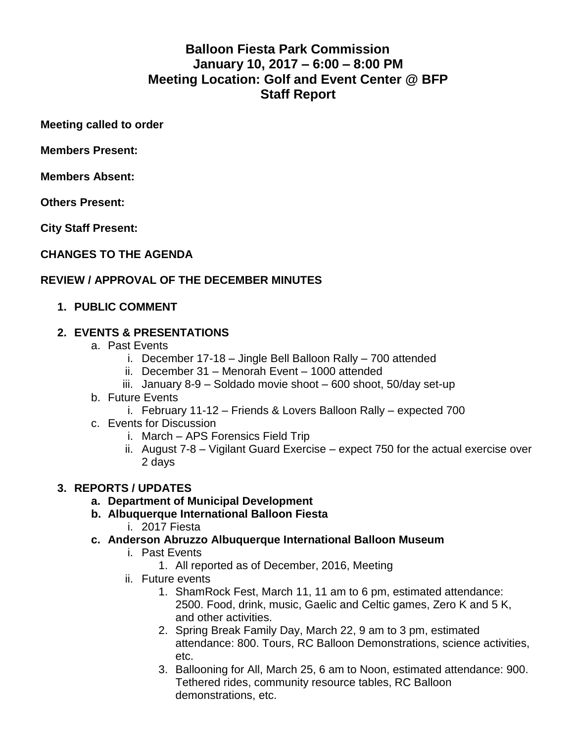# Balloon Fiesta Park Commission
## January 10, 2017 – 6:00 – 8:00 PM
## Meeting Location: Golf and Event Center @ BFP
## Staff Report

**Meeting called to order**

**Members Present:**

**Members Absent:**

**Others Present:**

**City Staff Present:**

**CHANGES TO THE AGENDA**

**REVIEW / APPROVAL OF THE DECEMBER MINUTES**

1. **PUBLIC COMMENT**

2. **EVENTS & PRESENTATIONS**
   a. Past Events
      i. December 17-18 – Jingle Bell Balloon Rally – 700 attended
      ii. December 31 – Menorah Event – 1000 attended
      iii. January 8-9 – Soldado movie shoot – 600 shoot, 50/day set-up
   b. Future Events
      i. February 11-12 – Friends & Lovers Balloon Rally – expected 700
   c. Events for Discussion
      i. March – APS Forensics Field Trip
      ii. August 7-8 – Vigilant Guard Exercise – expect 750 for the actual exercise over 2 days

3. **REPORTS / UPDATES**
   a. **Department of Municipal Development**
   b. **Albuquerque International Balloon Fiesta**
      i. 2017 Fiesta
   c. **Anderson Abruzzo Albuquerque International Balloon Museum**
      i. Past Events
         1. All reported as of December, 2016, Meeting
      ii. Future events
         1. ShamRock Fest, March 11, 11 am to 6 pm, estimated attendance: 2500. Food, drink, music, Gaelic and Celtic games, Zero K and 5 K, and other activities.
         2. Spring Break Family Day, March 22, 9 am to 3 pm, estimated attendance: 800. Tours, RC Balloon Demonstrations, science activities, etc.
         3. Ballooning for All, March 25, 6 am to Noon, estimated attendance: 900. Tethered rides, community resource tables, RC Balloon demonstrations, etc.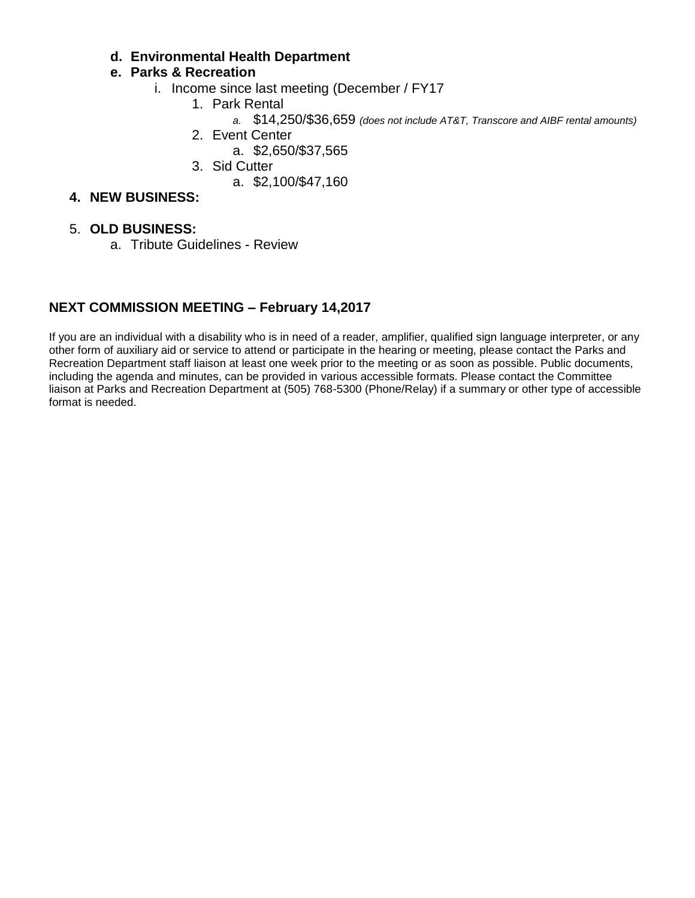d. **Environmental Health Department**

e. **Parks & Recreation**

   i. Income since last meeting (December / FY17

      1. Park Rental

         a. $14,250/$36,659 *(does not include AT&T, Transcore and AIBF rental amounts)*

      2. Event Center

         a. $2,650/$37,565

      3. Sid Cutter

         a. $2,100/$47,160

**4. NEW BUSINESS:**

5. **OLD BUSINESS:**

   a. Tribute Guidelines - Review

**NEXT COMMISSION MEETING – February 14,2017**

If you are an individual with a disability who is in need of a reader, amplifier, qualified sign language interpreter, or any other form of auxiliary aid or service to attend or participate in the hearing or meeting, please contact the Parks and Recreation Department staff liaison at least one week prior to the meeting or as soon as possible. Public documents, including the agenda and minutes, can be provided in various accessible formats. Please contact the Committee liaison at Parks and Recreation Department at (505) 768-5300 (Phone/Relay) if a summary or other type of accessible format is needed.